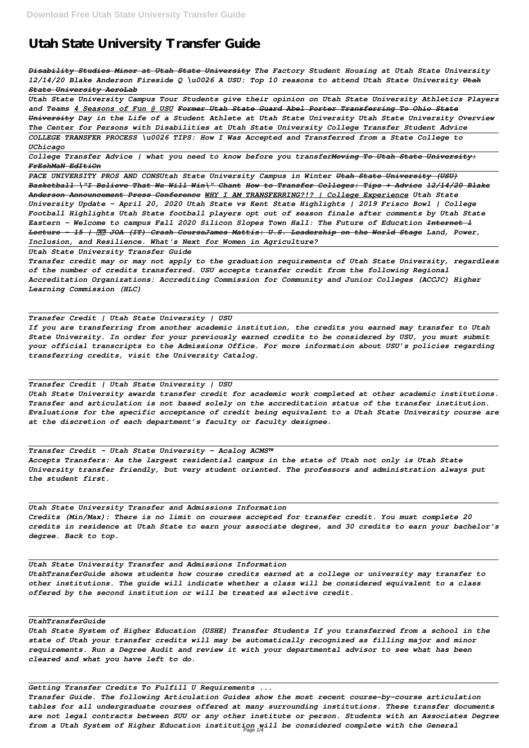# Utah State University Transfer Guide

*~~Disability Studies Minor at Utah State University~~ The Factory Student Housing at Utah State University 12/14/20 Blake Anderson Fireside Q \u0026 A USU: Top 10 reasons to attend Utah State University ~~Utah State University AeroLab~~*

*Utah State University Campus Tour Students give their opinion on Utah State University Athletics Players and Teams 4 Seasons of Fun @ USU ~~Former Utah State Guard Abel Porter Transferring To Ohio State University~~ Day in the Life of a Student Athlete at Utah State University Utah State University Overview The Center for Persons with Disabilities at Utah State University College Transfer Student Advice*

*COLLEGE TRANSFER PROCESS \u0026 TIPS: How I Was Accepted and Transferred from a State College to UChicago*

*College Transfer Advice | what you need to know before you transfer~~Moving To Utah State University: FrEshMaN EdItiOn~~*

*PACE UNIVERSITY PROS AND CONSUtah State University Campus in Winter ~~Utah State University (USU) Basketball \"I Believe That We Will Win\" Chant~~ How to Transfer Colleges: Tips + Advice ~~12/14/20 Blake Anderson Announcement Press Conference~~ WHY I AM TRANSFERRING?!? | College Experience Utah State University Update - April 20, 2020 Utah State vs Kent State Highlights | 2019 Frisco Bowl | College Football Highlights Utah State football players opt out of season finale after comments by Utah State Eastern - Welcome to campus Fall 2020 Silicon Slopes Town Hall: The Future of Education ~~Internet 1 Lecture - 15 | ?? JOA (IT) Crash Course~~James Mattis: U.S. Leadership on the World Stage Land, Power, Inclusion, and Resilience. What's Next for Women in Agriculture?*

*Utah State University Transfer Guide*

*Transfer credit may or may not apply to the graduation requirements of Utah State University, regardless of the number of credits transferred. USU accepts transfer credit from the following Regional Accreditation Organizations: Accrediting Commission for Community and Junior Colleges (ACCJC) Higher Learning Commission (HLC)*

*Transfer Credit | Utah State University | USU*

*If you are transferring from another academic institution, the credits you earned may transfer to Utah State University. In order for your previously earned credits to be considered by USU, you must submit your official transcripts to the Admissions Office. For more information about USU's policies regarding transferring credits, visit the University Catalog.*

*Transfer Credit | Utah State University | USU*

*Utah State University awards transfer credit for academic work completed at other academic institutions. Transfer and articulation is not based solely on the accreditation status of the transfer institution. Evaluations for the specific acceptance of credit being equivalent to a Utah State University course are at the discretion of each department's faculty or faculty designee.*

*Transfer Credit - Utah State University - Acalog ACMS™*

*Accepts Transfers: As the largest residential campus in the state of Utah not only is Utah State University transfer friendly, but very student oriented. The professors and administration always put the student first.*

*Utah State University Transfer and Admissions Information*

*Credits (Min/Max): There is no limit on courses accepted for transfer credit. You must complete 20 credits in residence at Utah State to earn your associate degree, and 30 credits to earn your bachelor's degree. Back to top.*

*Utah State University Transfer and Admissions Information*

*UtahTransferGuide shows students how course credits earned at a college or university may transfer to other institutions. The guide will indicate whether a class will be considered equivalent to a class offered by the second institution or will be treated as elective credit.*

*UtahTransferGuide*

*Utah State System of Higher Education (USHE) Transfer Students If you transferred from a school in the state of Utah your transfer credits will may be automatically recognized as filling major and minor requirements. Run a Degree Audit and review it with your departmental advisor to see what has been cleared and what you have left to do.*

*Getting Transfer Credits To Fulfill U Requirements ...*

*Transfer Guide. The following Articulation Guides show the most recent course-by-course articulation tables for all undergraduate courses offered at many surrounding institutions. These transfer documents are not legal contracts between SUU or any other institute or person. Students with an Associates Degree from a Utah System of Higher Education institution will be considered complete with the General*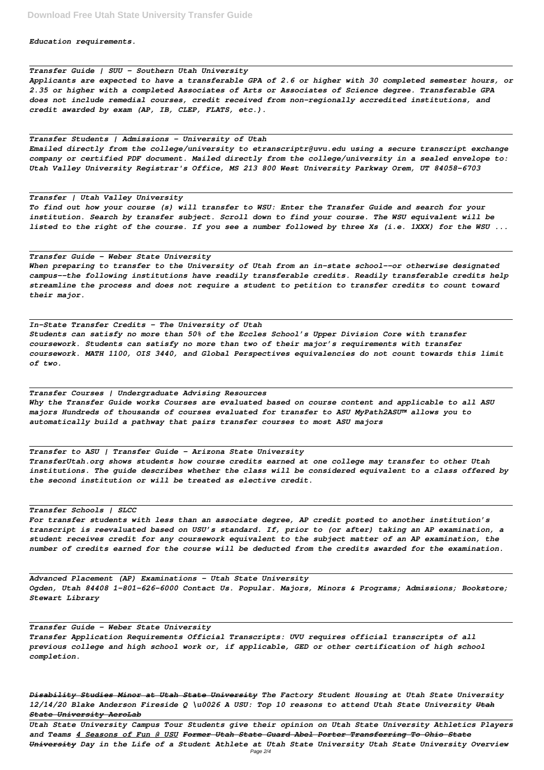*Education requirements.*

*Transfer Guide | SUU - Southern Utah University*

*Applicants are expected to have a transferable GPA of 2.6 or higher with 30 completed semester hours, or 2.35 or higher with a completed Associates of Arts or Associates of Science degree. Transferable GPA does not include remedial courses, credit received from non-regionally accredited institutions, and credit awarded by exam (AP, IB, CLEP, FLATS, etc.).*

*Transfer Students | Admissions - University of Utah*

*Emailed directly from the college/university to etranscriptr@uvu.edu using a secure transcript exchange company or certified PDF document. Mailed directly from the college/university in a sealed envelope to: Utah Valley University Registrar's Office, MS 213 800 West University Parkway Orem, UT 84058-6703*

*Transfer | Utah Valley University*

*To find out how your course (s) will transfer to WSU: Enter the Transfer Guide and search for your institution. Search by transfer subject. Scroll down to find your course. The WSU equivalent will be listed to the right of the course. If you see a number followed by three Xs (i.e. 1XXX) for the WSU ...*

*Transfer Guide - Weber State University*

*When preparing to transfer to the University of Utah from an in-state school--or otherwise designated campus--the following institutions have readily transferable credits. Readily transferable credits help streamline the process and does not require a student to petition to transfer credits to count toward their major.*

*In-State Transfer Credits - The University of Utah*

*Students can satisfy no more than 50% of the Eccles School's Upper Division Core with transfer coursework. Students can satisfy no more than two of their major's requirements with transfer coursework. MATH 1100, OIS 3440, and Global Perspectives equivalencies do not count towards this limit of two.*

*Transfer Courses | Undergraduate Advising Resources*

*Why the Transfer Guide works Courses are evaluated based on course content and applicable to all ASU majors Hundreds of thousands of courses evaluated for transfer to ASU MyPath2ASU™ allows you to automatically build a pathway that pairs transfer courses to most ASU majors*

*Transfer to ASU | Transfer Guide - Arizona State University*

*TransferUtah.org shows students how course credits earned at one college may transfer to other Utah institutions. The guide describes whether the class will be considered equivalent to a class offered by the second institution or will be treated as elective credit.*

*Transfer Schools | SLCC*

*For transfer students with less than an associate degree, AP credit posted to another institution's transcript is reevaluated based on USU's standard. If, prior to (or after) taking an AP examination, a student receives credit for any coursework equivalent to the subject matter of an AP examination, the number of credits earned for the course will be deducted from the credits awarded for the examination.*

*Advanced Placement (AP) Examinations - Utah State University*

*Ogden, Utah 84408 1-801-626-6000 Contact Us. Popular. Majors, Minors & Programs; Admissions; Bookstore; Stewart Library*

*Transfer Guide - Weber State University*

*Transfer Application Requirements Official Transcripts: UVU requires official transcripts of all previous college and high school work or, if applicable, GED or other certification of high school completion.*

***Disability Studies Minor at Utah State University*** *The Factory Student Housing at Utah State University 12/14/20 Blake Anderson Fireside Q \u0026 A USU: Top 10 reasons to attend Utah State University* ***Utah State University AeroLab***

*Utah State University Campus Tour Students give their opinion on Utah State University Athletics Players and Teams* ***4 Seasons of Fun @ USU*** ***Former Utah State Guard Abel Porter Transferring To Ohio State University*** *Day in the Life of a Student Athlete at Utah State University Utah State University Overview*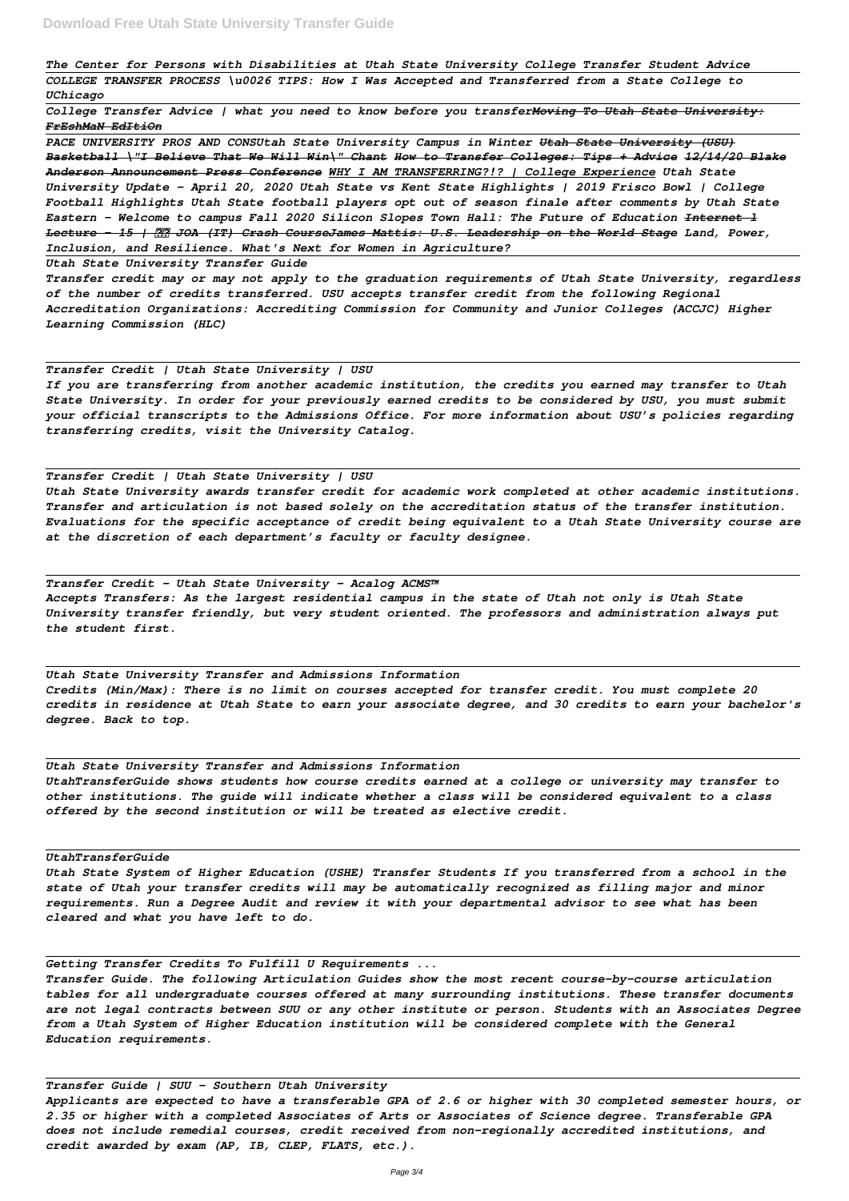*The Center for Persons with Disabilities at Utah State University College Transfer Student Advice*

*COLLEGE TRANSFER PROCESS \u0026 TIPS: How I Was Accepted and Transferred from a State College to UChicago*

*College Transfer Advice | what you need to know before you transfer~~Moving To Utah State University: FrEshMaN EdItiOn~~*

*PACE UNIVERSITY PROS AND CONSUtah State University Campus in Winter ~~Utah State University (USU) Basketball \"I Believe That We Will Win\" Chant~~ ~~How to Transfer Colleges: Tips + Advice~~ ~~12/14/20 Blake Anderson Announcement Press Conference~~ ~~WHY I AM TRANSFERRING?!? | College Experience~~ Utah State University Update - April 20, 2020 Utah State vs Kent State Highlights | 2019 Frisco Bowl | College Football Highlights Utah State football players opt out of season finale after comments by Utah State Eastern - Welcome to campus Fall 2020 Silicon Slopes Town Hall: The Future of Education ~~Internet 1 Lecture - 15 | JOA (IT) Crash Course~~James Mattis: U.S. Leadership on the World Stage Land, Power, Inclusion, and Resilience. What's Next for Women in Agriculture?*

*Utah State University Transfer Guide*

*Transfer credit may or may not apply to the graduation requirements of Utah State University, regardless of the number of credits transferred. USU accepts transfer credit from the following Regional Accreditation Organizations: Accrediting Commission for Community and Junior Colleges (ACCJC) Higher Learning Commission (HLC)*

*Transfer Credit | Utah State University | USU*

*If you are transferring from another academic institution, the credits you earned may transfer to Utah State University. In order for your previously earned credits to be considered by USU, you must submit your official transcripts to the Admissions Office. For more information about USU's policies regarding transferring credits, visit the University Catalog.*

*Transfer Credit | Utah State University | USU*

*Utah State University awards transfer credit for academic work completed at other academic institutions. Transfer and articulation is not based solely on the accreditation status of the transfer institution. Evaluations for the specific acceptance of credit being equivalent to a Utah State University course are at the discretion of each department's faculty or faculty designee.*

*Transfer Credit - Utah State University - Acalog ACMS™*

*Accepts Transfers: As the largest residential campus in the state of Utah not only is Utah State University transfer friendly, but very student oriented. The professors and administration always put the student first.*

*Utah State University Transfer and Admissions Information*

*Credits (Min/Max): There is no limit on courses accepted for transfer credit. You must complete 20 credits in residence at Utah State to earn your associate degree, and 30 credits to earn your bachelor's degree. Back to top.*

*Utah State University Transfer and Admissions Information*

*UtahTransferGuide shows students how course credits earned at a college or university may transfer to other institutions. The guide will indicate whether a class will be considered equivalent to a class offered by the second institution or will be treated as elective credit.*

*UtahTransferGuide*

*Utah State System of Higher Education (USHE) Transfer Students If you transferred from a school in the state of Utah your transfer credits will may be automatically recognized as filling major and minor requirements. Run a Degree Audit and review it with your departmental advisor to see what has been cleared and what you have left to do.*

*Getting Transfer Credits To Fulfill U Requirements ...*

*Transfer Guide. The following Articulation Guides show the most recent course-by-course articulation tables for all undergraduate courses offered at many surrounding institutions. These transfer documents are not legal contracts between SUU or any other institute or person. Students with an Associates Degree from a Utah System of Higher Education institution will be considered complete with the General Education requirements.*

*Transfer Guide | SUU - Southern Utah University*

*Applicants are expected to have a transferable GPA of 2.6 or higher with 30 completed semester hours, or 2.35 or higher with a completed Associates of Arts or Associates of Science degree. Transferable GPA does not include remedial courses, credit received from non-regionally accredited institutions, and credit awarded by exam (AP, IB, CLEP, FLATS, etc.).*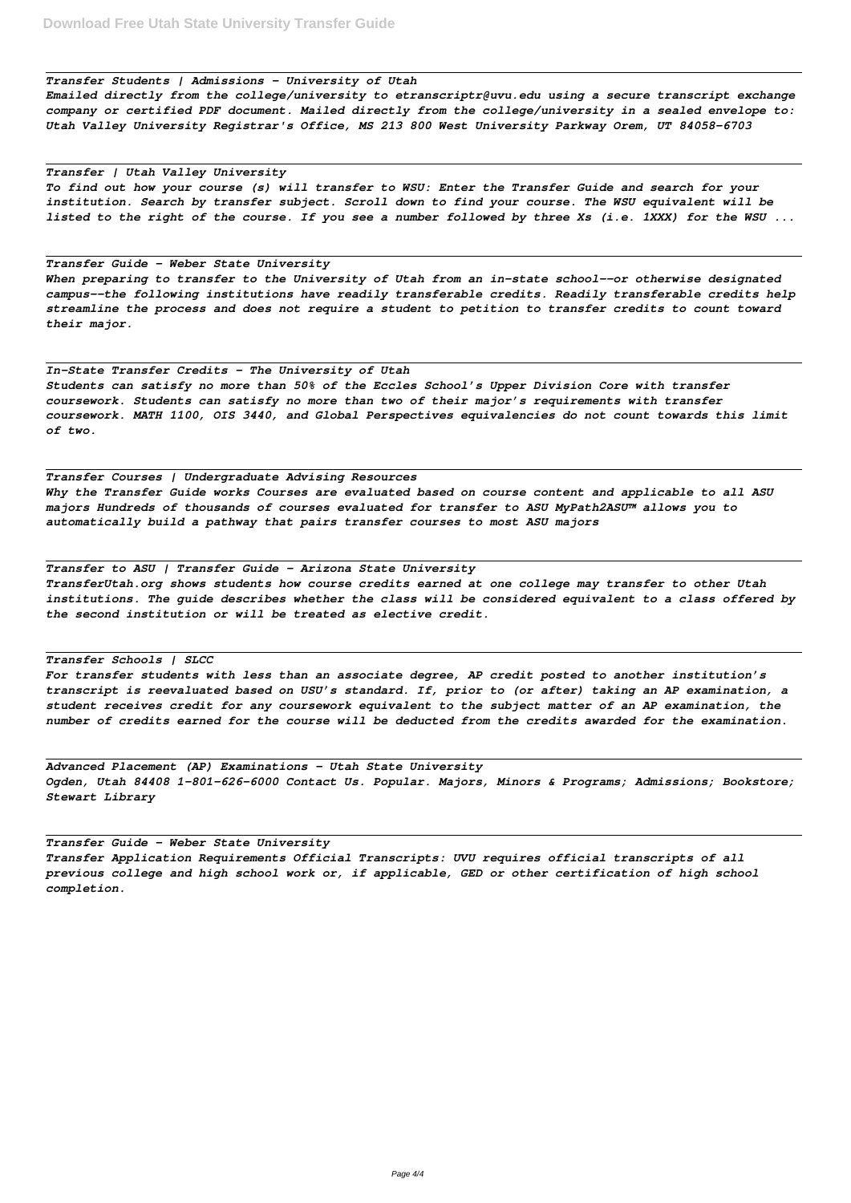*Transfer Students | Admissions - University of Utah*

*Emailed directly from the college/university to etranscriptr@uvu.edu using a secure transcript exchange company or certified PDF document. Mailed directly from the college/university in a sealed envelope to: Utah Valley University Registrar's Office, MS 213 800 West University Parkway Orem, UT 84058-6703*

*Transfer | Utah Valley University*

*To find out how your course (s) will transfer to WSU: Enter the Transfer Guide and search for your institution. Search by transfer subject. Scroll down to find your course. The WSU equivalent will be listed to the right of the course. If you see a number followed by three Xs (i.e. 1XXX) for the WSU ...*

*Transfer Guide - Weber State University*

*When preparing to transfer to the University of Utah from an in-state school--or otherwise designated campus--the following institutions have readily transferable credits. Readily transferable credits help streamline the process and does not require a student to petition to transfer credits to count toward their major.*

*In-State Transfer Credits - The University of Utah*

*Students can satisfy no more than 50% of the Eccles School's Upper Division Core with transfer coursework. Students can satisfy no more than two of their major's requirements with transfer coursework. MATH 1100, OIS 3440, and Global Perspectives equivalencies do not count towards this limit of two.*

*Transfer Courses | Undergraduate Advising Resources*

*Why the Transfer Guide works Courses are evaluated based on course content and applicable to all ASU majors Hundreds of thousands of courses evaluated for transfer to ASU MyPath2ASU™ allows you to automatically build a pathway that pairs transfer courses to most ASU majors*

*Transfer to ASU | Transfer Guide - Arizona State University*

*TransferUtah.org shows students how course credits earned at one college may transfer to other Utah institutions. The guide describes whether the class will be considered equivalent to a class offered by the second institution or will be treated as elective credit.*

*Transfer Schools | SLCC*

*For transfer students with less than an associate degree, AP credit posted to another institution's transcript is reevaluated based on USU's standard. If, prior to (or after) taking an AP examination, a student receives credit for any coursework equivalent to the subject matter of an AP examination, the number of credits earned for the course will be deducted from the credits awarded for the examination.*

*Advanced Placement (AP) Examinations - Utah State University*

*Ogden, Utah 84408 1-801-626-6000 Contact Us. Popular. Majors, Minors & Programs; Admissions; Bookstore; Stewart Library*

*Transfer Guide - Weber State University*

*Transfer Application Requirements Official Transcripts: UVU requires official transcripts of all previous college and high school work or, if applicable, GED or other certification of high school completion.*